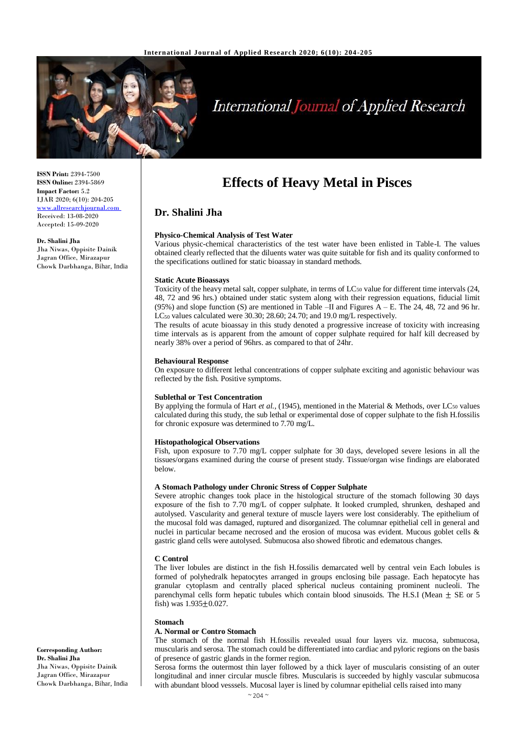# Effects of Heavy Metal in Pisces

## Dr. Shalini Jha

**ISSN Print:** 2394-7500
**ISSN Online:** 2394-5869
**Impact Factor:** 5.2
IJAR 2020; 6(10): 204-205
www.allresearchjournal.com
Received: 13-08-2020
Accepted: 15-09-2020

**Dr. Shalini Jha**
Jha Niwas, Oppisite Dainik Jagran Office, Mirazapur Chowk Darbhanga, Bihar, India

**Corresponding Author:**
**Dr. Shalini Jha**
Jha Niwas, Oppisite Dainik Jagran Office, Mirazapur Chowk Darbhanga, Bihar, India

### Physico-Chemical Analysis of Test Water

Various physic-chemical characteristics of the test water have been enlisted in Table-I. The values obtained clearly reflected that the diluents water was quite suitable for fish and its quality conformed to the specifications outlined for static bioassay in standard methods.

### Static Acute Bioassays

Toxicity of the heavy metal salt, copper sulphate, in terms of $LC_{50}$ value for different time intervals (24, 48, 72 and 96 hrs.) obtained under static system along with their regression equations, fiducial limit (95%) and slope function (S) are mentioned in Table –II and Figures A – E. The 24, 48, 72 and 96 hr. $LC_{50}$ values calculated were 30.30; 28.60; 24.70; and 19.0 mg/L respectively.

The results of acute bioassay in this study denoted a progressive increase of toxicity with increasing time intervals as is apparent from the amount of copper sulphate required for half kill decreased by nearly 38% over a period of 96hrs. as compared to that of 24hr.

### Behavioural Response

On exposure to different lethal concentrations of copper sulphate exciting and agonistic behaviour was reflected by the fish. Positive symptoms.

### Sublethal or Test Concentration

By applying the formula of Hart *et al.*, (1945), mentioned in the Material & Methods, over $LC_{50}$ values calculated during this study, the sub lethal or experimental dose of copper sulphate to the fish H.fossilis for chronic exposure was determined to 7.70 mg/L.

### Histopathological Observations

Fish, upon exposure to 7.70 mg/L copper sulphate for 30 days, developed severe lesions in all the tissues/organs examined during the course of present study. Tissue/organ wise findings are elaborated below.

### A Stomach Pathology under Chronic Stress of Copper Sulphate

Severe atrophic changes took place in the histological structure of the stomach following 30 days exposure of the fish to 7.70 mg/L of copper sulphate. It looked crumpled, shrunken, deshaped and autolysed. Vascularity and general texture of muscle layers were lost considerably. The epithelium of the mucosal fold was damaged, ruptured and disorganized. The columnar epithelial cell in general and nuclei in particular became necrosed and the erosion of mucosa was evident. Mucous goblet cells & gastric gland cells were autolysed. Submucosa also showed fibrotic and edematous changes.

### C Control

The liver lobules are distinct in the fish H.fossilis demarcated well by central vein Each lobules is formed of polyhedralk hepatocytes arranged in groups enclosing bile passage. Each hepatocyte has granular cytoplasm and centrally placed spherical nucleus containing prominent nucleoli. The parenchymal cells form hepatic tubules which contain blood sinusoids. The H.S.I (Mean $\pm$ SE or 5 fish) was 1.935$\pm$0.027.

### Stomach

#### A. Normal or Contro Stomach

The stomach of the normal fish H.fossilis revealed usual four layers viz. mucosa, submucosa, muscularis and serosa. The stomach could be differentiated into cardiac and pyloric regions on the basis of presence of gastric glands in the former region.

Serosa forms the outermost thin layer followed by a thick layer of muscularis consisting of an outer longitudinal and inner circular muscle fibres. Muscularis is succeeded by highly vascular submucosa with abundant blood vesssels. Mucosal layer is lined by columnar epithelial cells raised into many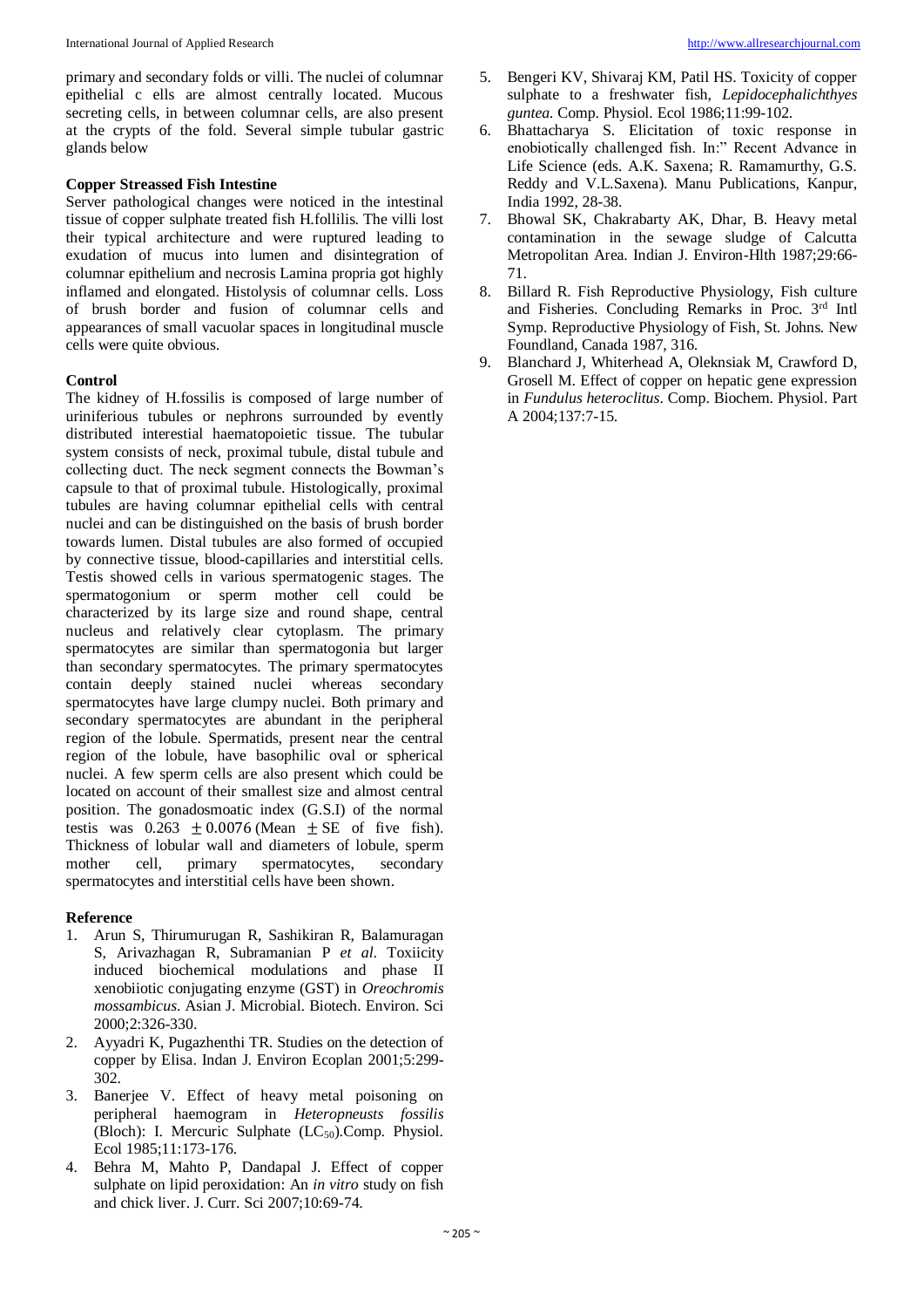primary and secondary folds or villi. The nuclei of columnar epithelial c ells are almost centrally located. Mucous secreting cells, in between columnar cells, are also present at the crypts of the fold. Several simple tubular gastric glands below

### Copper Streassed Fish Intestine

Server pathological changes were noticed in the intestinal tissue of copper sulphate treated fish H.follilis. The villi lost their typical architecture and were ruptured leading to exudation of mucus into lumen and disintegration of columnar epithelium and necrosis Lamina propria got highly inflamed and elongated. Histolysis of columnar cells. Loss of brush border and fusion of columnar cells and appearances of small vacuolar spaces in longitudinal muscle cells were quite obvious.

### Control

The kidney of H.fossilis is composed of large number of uriniferious tubules or nephrons surrounded by evently distributed interestial haematopoietic tissue. The tubular system consists of neck, proximal tubule, distal tubule and collecting duct. The neck segment connects the Bowman's capsule to that of proximal tubule. Histologically, proximal tubules are having columnar epithelial cells with central nuclei and can be distinguished on the basis of brush border towards lumen. Distal tubules are also formed of occupied by connective tissue, blood-capillaries and interstitial cells. Testis showed cells in various spermatogenic stages. The spermatogonium or sperm mother cell could be characterized by its large size and round shape, central nucleus and relatively clear cytoplasm. The primary spermatocytes are similar than spermatogonia but larger than secondary spermatocytes. The primary spermatocytes contain deeply stained nuclei whereas secondary spermatocytes have large clumpy nuclei. Both primary and secondary spermatocytes are abundant in the peripheral region of the lobule. Spermatids, present near the central region of the lobule, have basophilic oval or spherical nuclei. A few sperm cells are also present which could be located on account of their smallest size and almost central position. The gonadosmoatic index (G.S.I) of the normal testis was $0.263 \pm 0.0076$ (Mean $\pm$ SE of five fish). Thickness of lobular wall and diameters of lobule, sperm mother cell, primary spermatocytes, secondary spermatocytes and interstitial cells have been shown.

### Reference

1. Arun S, Thirumurugan R, Sashikiran R, Balamuragan S, Arivazhagan R, Subramanian P *et al*. Toxiicity induced biochemical modulations and phase II xenobiiotic conjugating enzyme (GST) in *Oreochromis mossambicus*. Asian J. Microbial. Biotech. Environ. Sci 2000;2:326-330.
2. Ayyadri K, Pugazhenthi TR. Studies on the detection of copper by Elisa. Indan J. Environ Ecoplan 2001;5:299-302.
3. Banerjee V. Effect of heavy metal poisoning on peripheral haemogram in *Heteropneusts fossilis* (Bloch): I. Mercuric Sulphate ($LC_{50}$).Comp. Physiol. Ecol 1985;11:173-176.
4. Behra M, Mahto P, Dandapal J. Effect of copper sulphate on lipid peroxidation: An *in vitro* study on fish and chick liver. J. Curr. Sci 2007;10:69-74.
5. Bengeri KV, Shivaraj KM, Patil HS. Toxicity of copper sulphate to a freshwater fish, *Lepidocephalichthyes guntea*. Comp. Physiol. Ecol 1986;11:99-102.
6. Bhattacharya S. Elicitation of toxic response in enobiotically challenged fish. In:" Recent Advance in Life Science (eds. A.K. Saxena; R. Ramamurthy, G.S. Reddy and V.L.Saxena). Manu Publications, Kanpur, India 1992, 28-38.
7. Bhowal SK, Chakrabarty AK, Dhar, B. Heavy metal contamination in the sewage sludge of Calcutta Metropolitan Area. Indian J. Environ-Hlth 1987;29:66-71.
8. Billard R. Fish Reproductive Physiology, Fish culture and Fisheries. Concluding Remarks in Proc. 3rd Intl Symp. Reproductive Physiology of Fish, St. Johns. New Foundland, Canada 1987, 316.
9. Blanchard J, Whiterhead A, Oleknsiak M, Crawford D, Grosell M. Effect of copper on hepatic gene expression in *Fundulus heteroclitus*. Comp. Biochem. Physiol. Part A 2004;137:7-15.